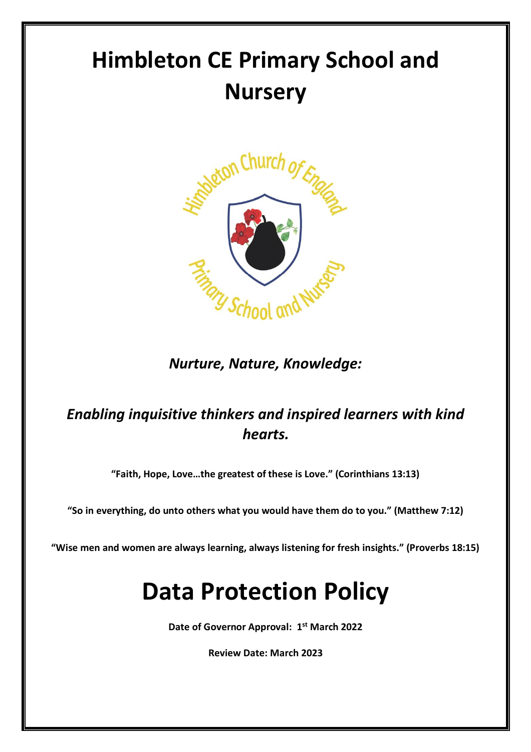# Himbleton CE Primary School and Nursery

*Nurture, Nature, Knowledge:*

*Enabling inquisitive thinkers and inspired learners with kind hearts.*

**"Faith, Hope, Love…the greatest of these is Love." (Corinthians 13:13)**

**"So in everything, do unto others what you would have them do to you." (Matthew 7:12)**

**"Wise men and women are always learning, always listening for fresh insights." (Proverbs 18:15)**

# Data Protection Policy

**Date of Governor Approval: 1st March 2022**

**Review Date: March 2023**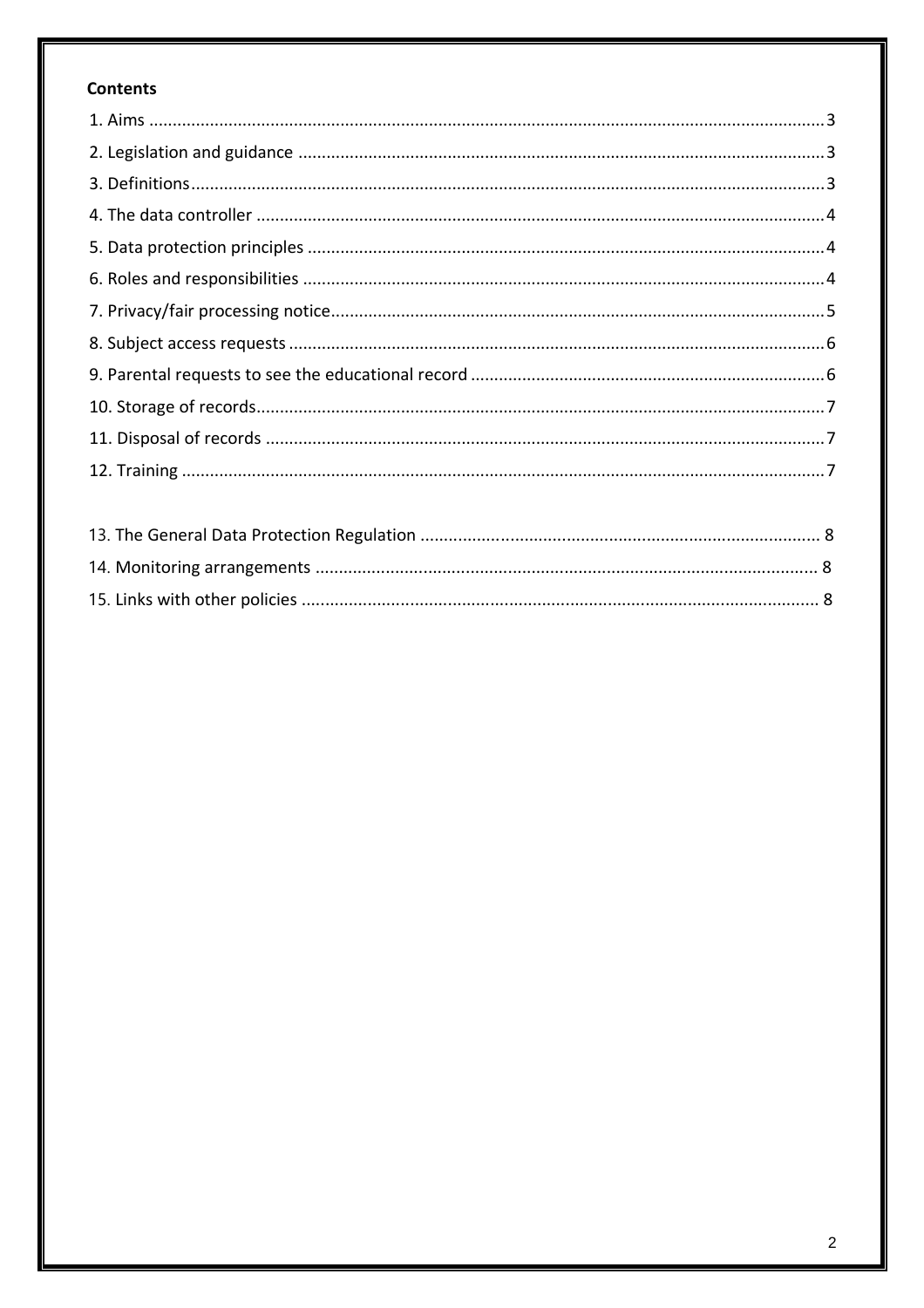**Contents**

1. Aims ....................................................................................................................................3
2. Legislation and guidance ....................................................................................................3
3. Definitions ...........................................................................................................................3
4. The data controller .............................................................................................................4
5. Data protection principles ...................................................................................................4
6. Roles and responsibilities ...................................................................................................4
7. Privacy/fair processing notice..............................................................................................5
8. Subject access requests ......................................................................................................6
9. Parental requests to see the educational record ...............................................................6
10. Storage of records..............................................................................................................7
11. Disposal of records ............................................................................................................7
12. Training .............................................................................................................................7

13. The General Data Protection Regulation ............................................................................ 8
14. Monitoring arrangements ................................................................................................... 8
15. Links with other policies ..................................................................................................... 8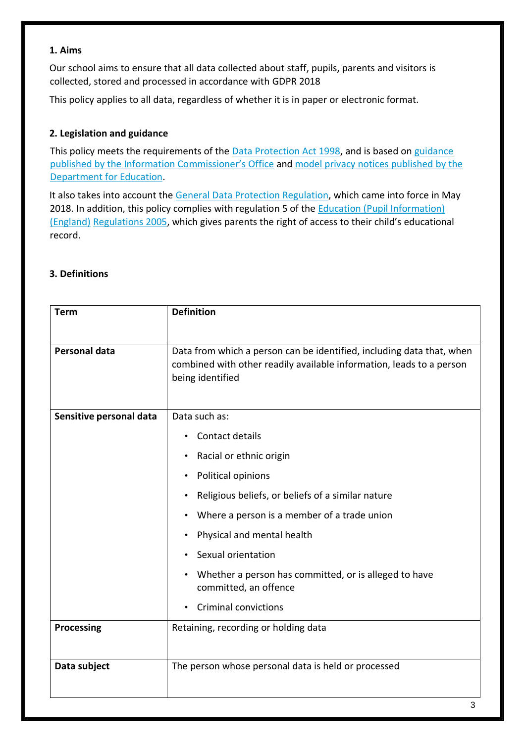## 1. Aims

Our school aims to ensure that all data collected about staff, pupils, parents and visitors is collected, stored and processed in accordance with GDPR 2018

This policy applies to all data, regardless of whether it is in paper or electronic format.

## 2. Legislation and guidance

This policy meets the requirements of the Data Protection Act 1998, and is based on guidance published by the Information Commissioner's Office and model privacy notices published by the Department for Education.

It also takes into account the General Data Protection Regulation, which came into force in May 2018. In addition, this policy complies with regulation 5 of the Education (Pupil Information) (England) Regulations 2005, which gives parents the right of access to their child's educational record.

## 3. Definitions

| Term | Definition |
|---|---|
| **Personal data** | Data from which a person can be identified, including data that, when combined with other readily available information, leads to a person being identified |
| **Sensitive personal data** | Data such as:<br>• Contact details<br>• Racial or ethnic origin<br>• Political opinions<br>• Religious beliefs, or beliefs of a similar nature<br>• Where a person is a member of a trade union<br>• Physical and mental health<br>• Sexual orientation<br>• Whether a person has committed, or is alleged to have committed, an offence<br>• Criminal convictions |
| **Processing** | Retaining, recording or holding data |
| **Data subject** | The person whose personal data is held or processed |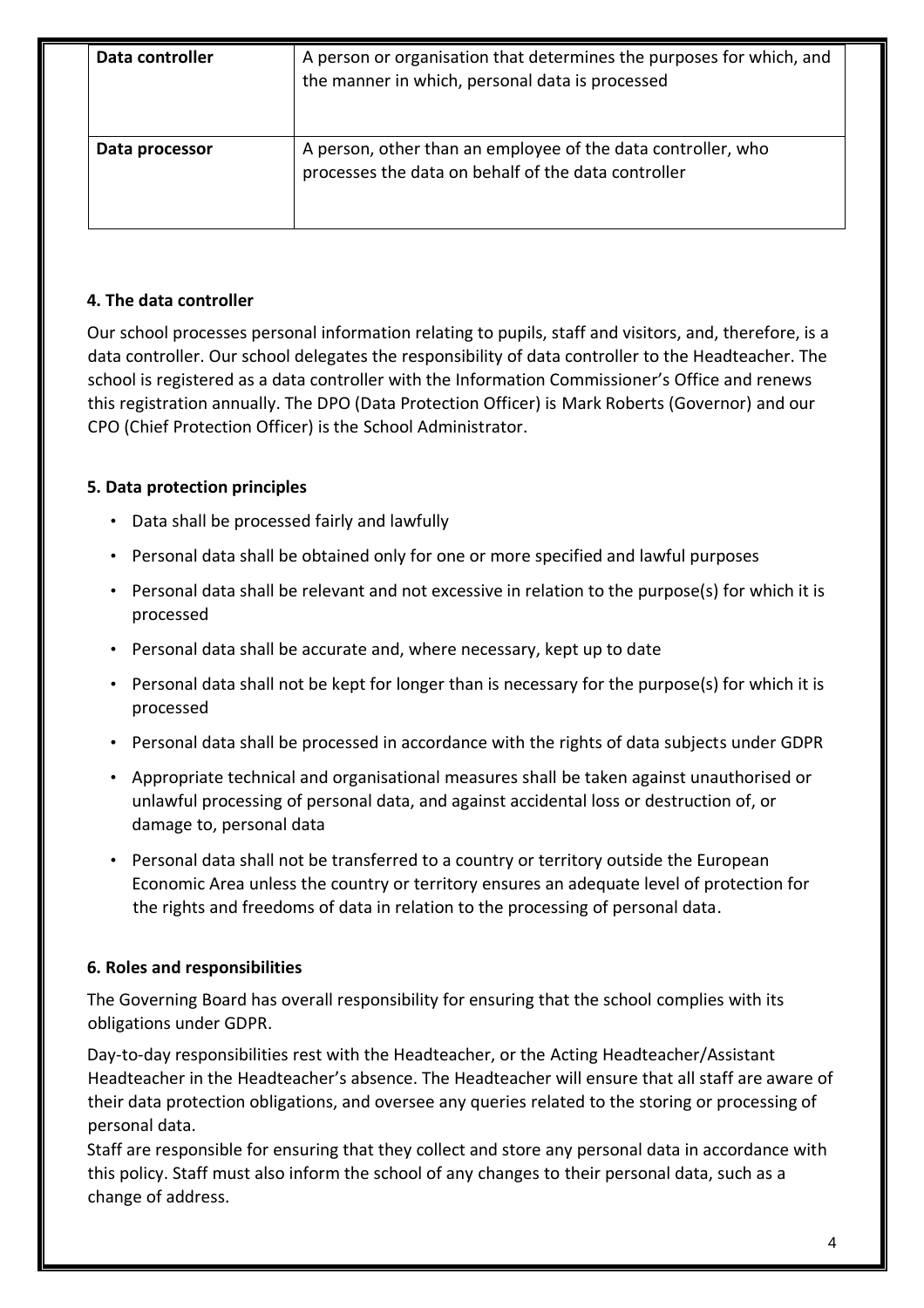| Data controller | A person or organisation that determines the purposes for which, and the manner in which, personal data is processed |
| --- | --- |
| Data processor | A person, other than an employee of the data controller, who processes the data on behalf of the data controller |

#### 4. The data controller

Our school processes personal information relating to pupils, staff and visitors, and, therefore, is a data controller. Our school delegates the responsibility of data controller to the Headteacher. The school is registered as a data controller with the Information Commissioner's Office and renews this registration annually. The DPO (Data Protection Officer) is Mark Roberts (Governor) and our CPO (Chief Protection Officer) is the School Administrator.

#### 5. Data protection principles

- Data shall be processed fairly and lawfully
- Personal data shall be obtained only for one or more specified and lawful purposes
- Personal data shall be relevant and not excessive in relation to the purpose(s) for which it is processed
- Personal data shall be accurate and, where necessary, kept up to date
- Personal data shall not be kept for longer than is necessary for the purpose(s) for which it is processed
- Personal data shall be processed in accordance with the rights of data subjects under GDPR
- Appropriate technical and organisational measures shall be taken against unauthorised or unlawful processing of personal data, and against accidental loss or destruction of, or damage to, personal data
- Personal data shall not be transferred to a country or territory outside the European Economic Area unless the country or territory ensures an adequate level of protection for the rights and freedoms of data in relation to the processing of personal data.

#### 6. Roles and responsibilities

The Governing Board has overall responsibility for ensuring that the school complies with its obligations under GDPR.

Day-to-day responsibilities rest with the Headteacher, or the Acting Headteacher/Assistant Headteacher in the Headteacher's absence. The Headteacher will ensure that all staff are aware of their data protection obligations, and oversee any queries related to the storing or processing of personal data.

Staff are responsible for ensuring that they collect and store any personal data in accordance with this policy. Staff must also inform the school of any changes to their personal data, such as a change of address.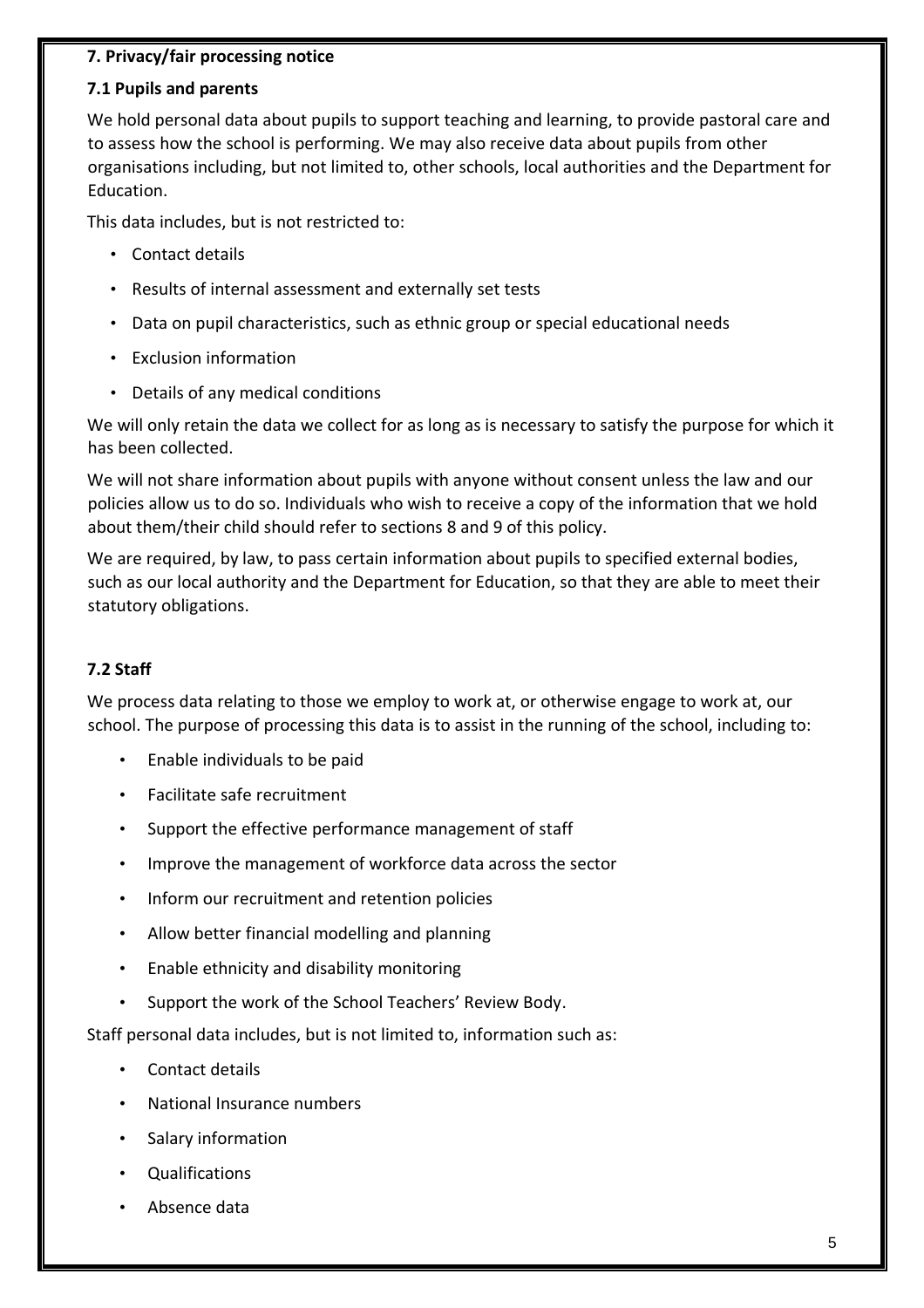## 7. Privacy/fair processing notice

### 7.1 Pupils and parents

We hold personal data about pupils to support teaching and learning, to provide pastoral care and to assess how the school is performing. We may also receive data about pupils from other organisations including, but not limited to, other schools, local authorities and the Department for Education.

This data includes, but is not restricted to:

- Contact details
- Results of internal assessment and externally set tests
- Data on pupil characteristics, such as ethnic group or special educational needs
- Exclusion information
- Details of any medical conditions

We will only retain the data we collect for as long as is necessary to satisfy the purpose for which it has been collected.

We will not share information about pupils with anyone without consent unless the law and our policies allow us to do so. Individuals who wish to receive a copy of the information that we hold about them/their child should refer to sections 8 and 9 of this policy.

We are required, by law, to pass certain information about pupils to specified external bodies, such as our local authority and the Department for Education, so that they are able to meet their statutory obligations.

### 7.2 Staff

We process data relating to those we employ to work at, or otherwise engage to work at, our school. The purpose of processing this data is to assist in the running of the school, including to:

- Enable individuals to be paid
- Facilitate safe recruitment
- Support the effective performance management of staff
- Improve the management of workforce data across the sector
- Inform our recruitment and retention policies
- Allow better financial modelling and planning
- Enable ethnicity and disability monitoring
- Support the work of the School Teachers' Review Body.

Staff personal data includes, but is not limited to, information such as:

- Contact details
- National Insurance numbers
- Salary information
- Qualifications
- Absence data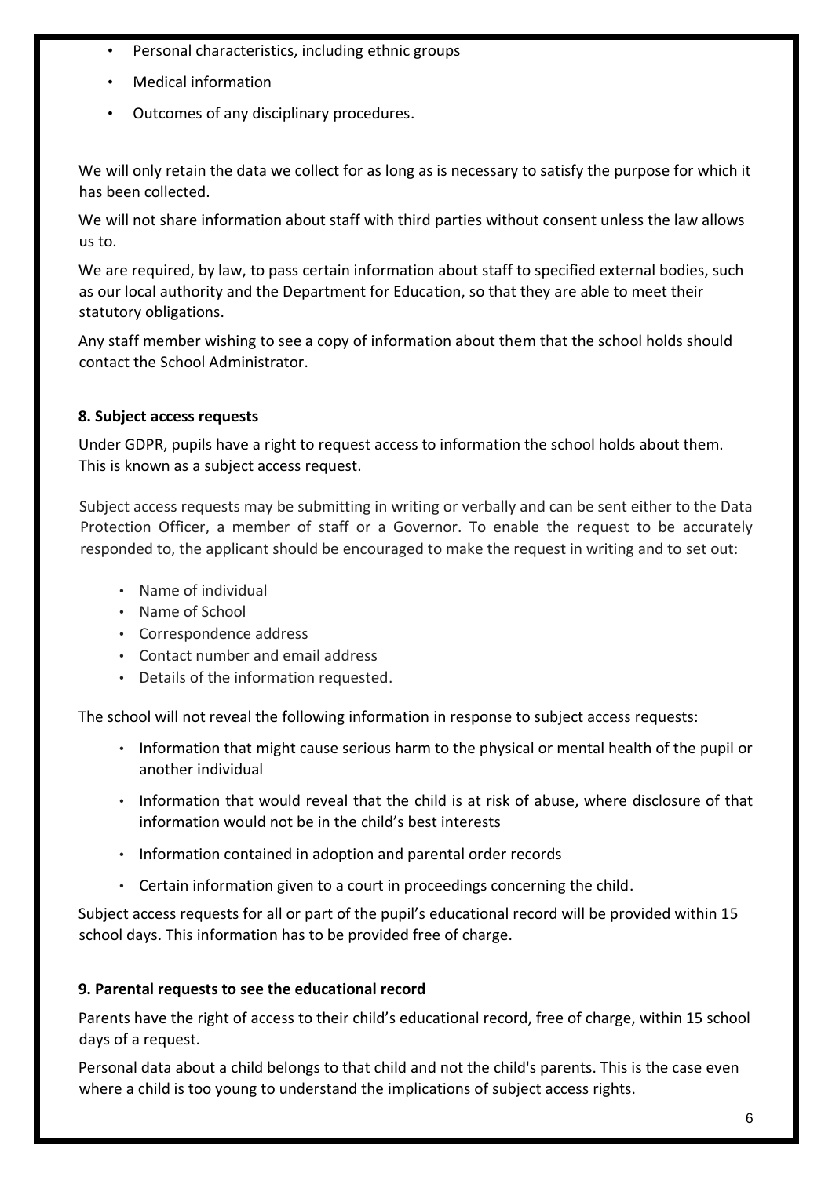- Personal characteristics, including ethnic groups
- Medical information
- Outcomes of any disciplinary procedures.

We will only retain the data we collect for as long as is necessary to satisfy the purpose for which it has been collected.

We will not share information about staff with third parties without consent unless the law allows us to.

We are required, by law, to pass certain information about staff to specified external bodies, such as our local authority and the Department for Education, so that they are able to meet their statutory obligations.

Any staff member wishing to see a copy of information about them that the school holds should contact the School Administrator.

**8. Subject access requests**

Under GDPR, pupils have a right to request access to information the school holds about them. This is known as a subject access request.

Subject access requests may be submitting in writing or verbally and can be sent either to the Data Protection Officer, a member of staff or a Governor. To enable the request to be accurately responded to, the applicant should be encouraged to make the request in writing and to set out:

- Name of individual
- Name of School
- Correspondence address
- Contact number and email address
- Details of the information requested.

The school will not reveal the following information in response to subject access requests:

- Information that might cause serious harm to the physical or mental health of the pupil or another individual
- Information that would reveal that the child is at risk of abuse, where disclosure of that information would not be in the child's best interests
- Information contained in adoption and parental order records
- Certain information given to a court in proceedings concerning the child.

Subject access requests for all or part of the pupil's educational record will be provided within 15 school days. This information has to be provided free of charge.

**9. Parental requests to see the educational record**

Parents have the right of access to their child's educational record, free of charge, within 15 school days of a request.

Personal data about a child belongs to that child and not the child's parents. This is the case even where a child is too young to understand the implications of subject access rights.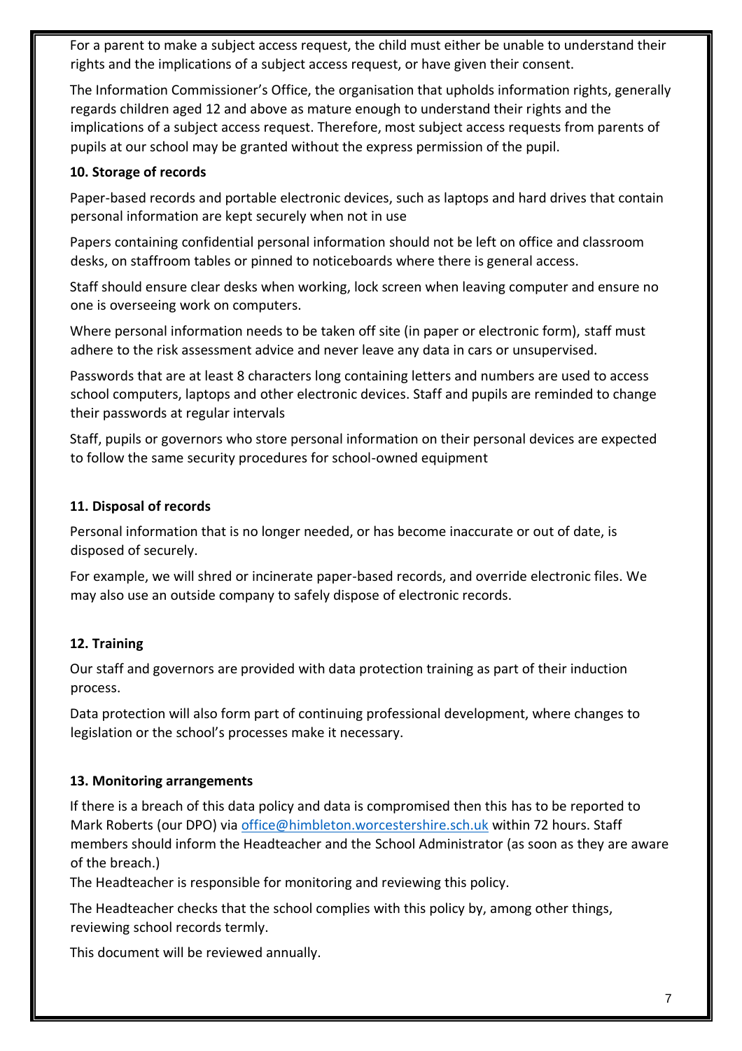For a parent to make a subject access request, the child must either be unable to understand their rights and the implications of a subject access request, or have given their consent.

The Information Commissioner's Office, the organisation that upholds information rights, generally regards children aged 12 and above as mature enough to understand their rights and the implications of a subject access request. Therefore, most subject access requests from parents of pupils at our school may be granted without the express permission of the pupil.

**10. Storage of records**

Paper-based records and portable electronic devices, such as laptops and hard drives that contain personal information are kept securely when not in use

Papers containing confidential personal information should not be left on office and classroom desks, on staffroom tables or pinned to noticeboards where there is general access.

Staff should ensure clear desks when working, lock screen when leaving computer and ensure no one is overseeing work on computers.

Where personal information needs to be taken off site (in paper or electronic form), staff must adhere to the risk assessment advice and never leave any data in cars or unsupervised.

Passwords that are at least 8 characters long containing letters and numbers are used to access school computers, laptops and other electronic devices. Staff and pupils are reminded to change their passwords at regular intervals

Staff, pupils or governors who store personal information on their personal devices are expected to follow the same security procedures for school-owned equipment

**11. Disposal of records**

Personal information that is no longer needed, or has become inaccurate or out of date, is disposed of securely.

For example, we will shred or incinerate paper-based records, and override electronic files. We may also use an outside company to safely dispose of electronic records.

**12. Training**

Our staff and governors are provided with data protection training as part of their induction process.

Data protection will also form part of continuing professional development, where changes to legislation or the school's processes make it necessary.

**13. Monitoring arrangements**

If there is a breach of this data policy and data is compromised then this has to be reported to Mark Roberts (our DPO) via office@himbleton.worcestershire.sch.uk within 72 hours. Staff members should inform the Headteacher and the School Administrator (as soon as they are aware of the breach.)

The Headteacher is responsible for monitoring and reviewing this policy.

The Headteacher checks that the school complies with this policy by, among other things, reviewing school records termly.

This document will be reviewed annually.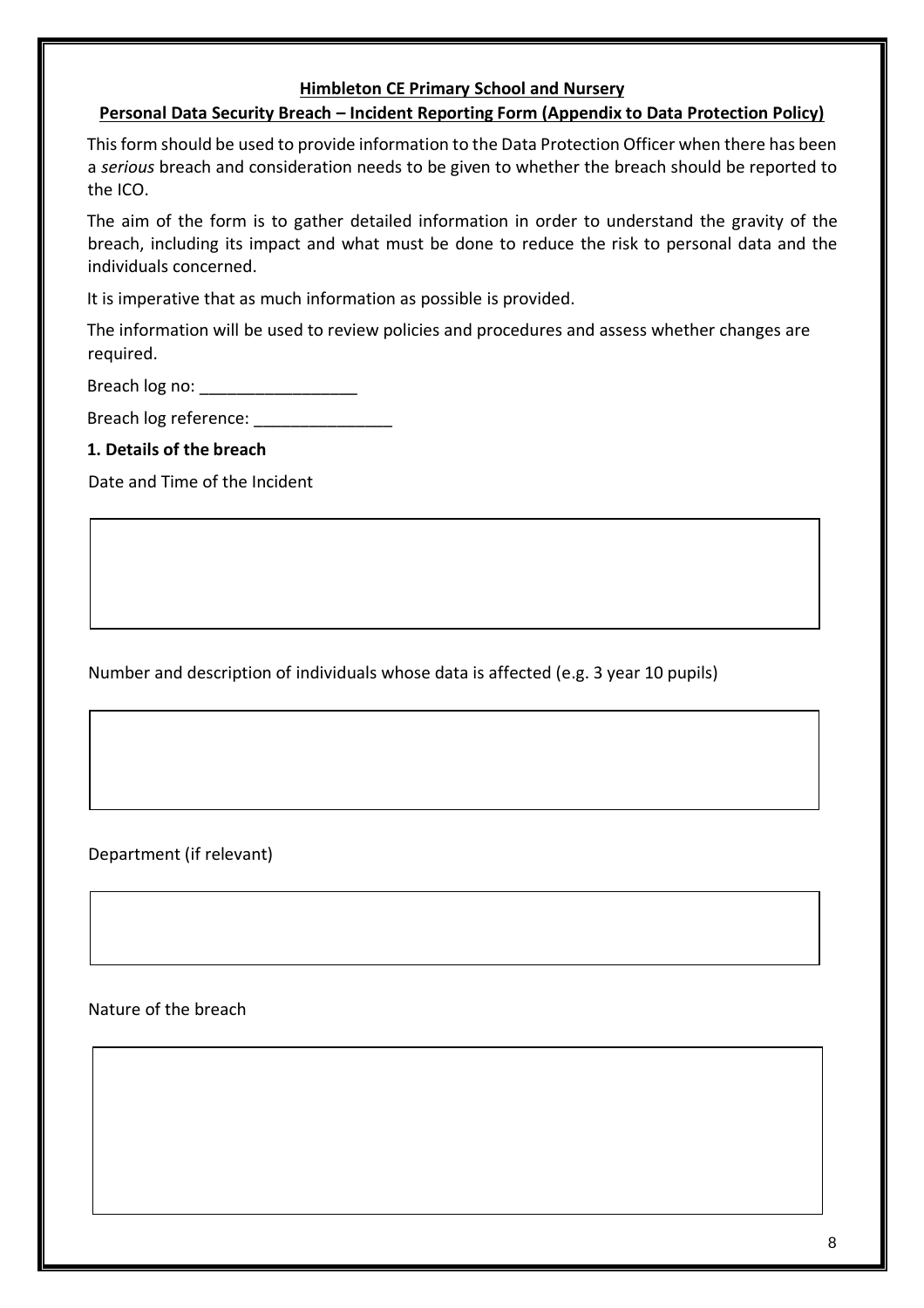**Himbleton CE Primary School and Nursery**

**Personal Data Security Breach – Incident Reporting Form (Appendix to Data Protection Policy)**

This form should be used to provide information to the Data Protection Officer when there has been a *serious* breach and consideration needs to be given to whether the breach should be reported to the ICO.

The aim of the form is to gather detailed information in order to understand the gravity of the breach, including its impact and what must be done to reduce the risk to personal data and the individuals concerned.

It is imperative that as much information as possible is provided.

The information will be used to review policies and procedures and assess whether changes are required.

Breach log no: _________________

Breach log reference: _______________

**1. Details of the breach**

Date and Time of the Incident

| |
|---|
| |

Number and description of individuals whose data is affected (e.g. 3 year 10 pupils)

| |
|---|
| |

Department (if relevant)

| |
|---|
| |

Nature of the breach

| |
|---|
| |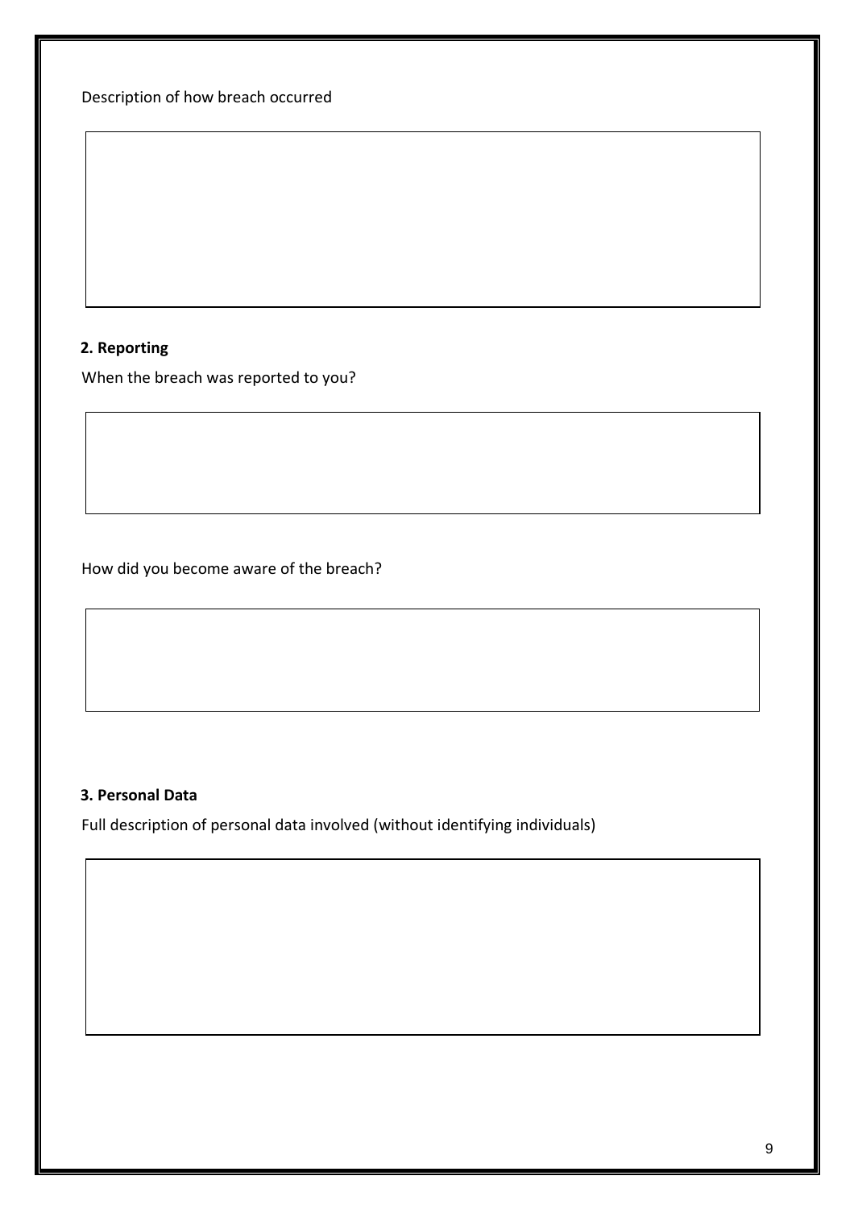Description of how breach occurred

## 2. Reporting

When the breach was reported to you?

How did you become aware of the breach?

## 3. Personal Data

Full description of personal data involved (without identifying individuals)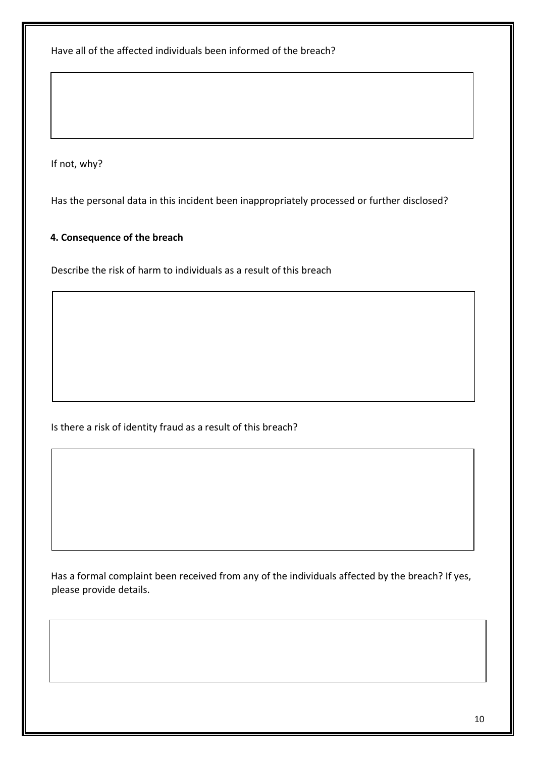Have all of the affected individuals been informed of the breach?

If not, why?

Has the personal data in this incident been inappropriately processed or further disclosed?

**4. Consequence of the breach**

Describe the risk of harm to individuals as a result of this breach

Is there a risk of identity fraud as a result of this breach?

Has a formal complaint been received from any of the individuals affected by the breach? If yes, please provide details.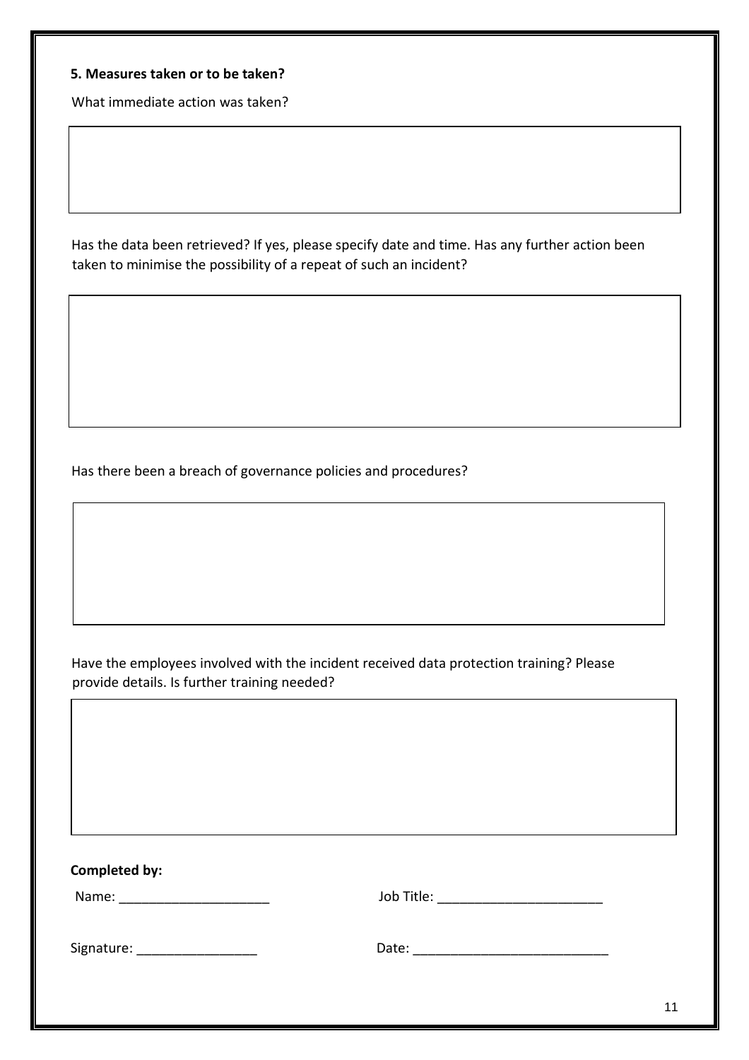**5. Measures taken or to be taken?**

What immediate action was taken?

Has the data been retrieved? If yes, please specify date and time. Has any further action been taken to minimise the possibility of a repeat of such an incident?

Has there been a breach of governance policies and procedures?

Have the employees involved with the incident received data protection training? Please provide details. Is further training needed?

**Completed by:**

Name: ____________________ Job Title: ______________________

Signature: ________________ Date: __________________________